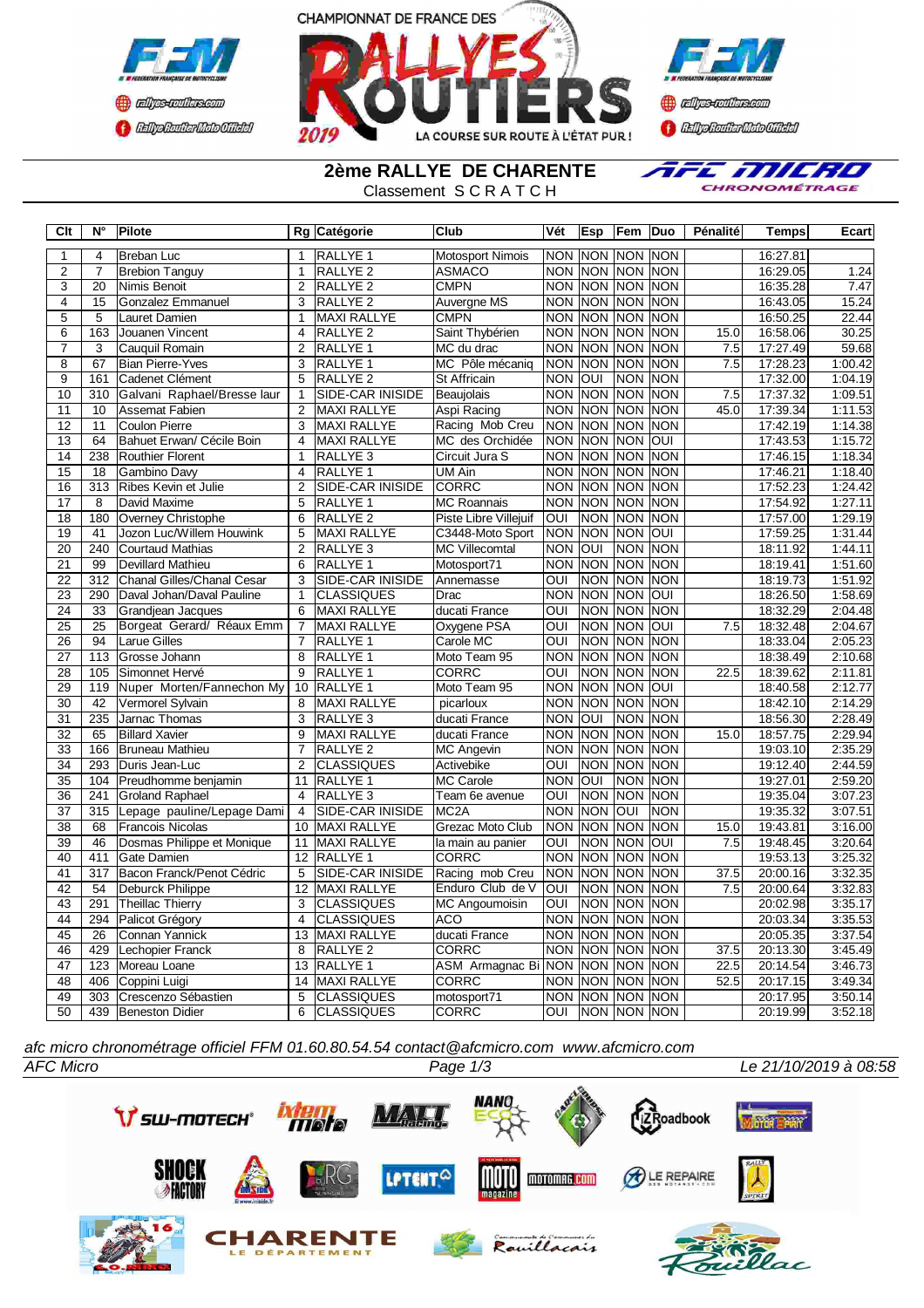CHAMPIONNAT DE FRANCE DES RALLYES ROUTIERS 2019 — LA COURSE SUR ROUTE À L'ÉTAT PUR !

## 2ème RALLYE DE CHARENTE

Classement S C R A T C H

| Clt | N° | Pilote | Rg | Catégorie | Club | Vét | Esp | Fem | Duo | Pénalité | Temps | Ecart |
|---|---|---|---|---|---|---|---|---|---|---|---|---|
| 1 | 4 | Breban Luc | 1 | RALLYE 1 | Motosport Nimois | NON | NON | NON | NON | | 16:27.81 | |
| 2 | 7 | Brebion Tanguy | 1 | RALLYE 2 | ASMACO | NON | NON | NON | NON | | 16:29.05 | 1.24 |
| 3 | 20 | Nimis Benoit | 2 | RALLYE 2 | CMPN | NON | NON | NON | NON | | 16:35.28 | 7.47 |
| 4 | 15 | Gonzalez Emmanuel | 3 | RALLYE 2 | Auvergne MS | NON | NON | NON | NON | | 16:43.05 | 15.24 |
| 5 | 5 | Lauret Damien | 1 | MAXI RALLYE | CMPN | NON | NON | NON | NON | | 16:50.25 | 22.44 |
| 6 | 163 | Jouanen Vincent | 4 | RALLYE 2 | Saint Thybérien | NON | NON | NON | NON | 15.0 | 16:58.06 | 30.25 |
| 7 | 3 | Cauquil Romain | 2 | RALLYE 1 | MC du drac | NON | NON | NON | NON | 7.5 | 17:27.49 | 59.68 |
| 8 | 67 | Bian Pierre-Yves | 3 | RALLYE 1 | MC Pôle mécaniq | NON | NON | NON | NON | 7.5 | 17:28.23 | 1:00.42 |
| 9 | 161 | Cadenet Clément | 5 | RALLYE 2 | St Affricain | NON | OUI | NON | NON | | 17:32.00 | 1:04.19 |
| 10 | 310 | Galvani Raphael/Bresse laur | 1 | SIDE-CAR INISIDE | Beaujolais | NON | NON | NON | NON | 7.5 | 17:37.32 | 1:09.51 |
| 11 | 10 | Assemat Fabien | 2 | MAXI RALLYE | Aspi Racing | NON | NON | NON | NON | 45.0 | 17:39.34 | 1:11.53 |
| 12 | 11 | Coulon Pierre | 3 | MAXI RALLYE | Racing Mob Creu | NON | NON | NON | NON | | 17:42.19 | 1:14.38 |
| 13 | 64 | Bahuet Erwan/ Cécile Boin | 4 | MAXI RALLYE | MC des Orchidée | NON | NON | NON | OUI | | 17:43.53 | 1:15.72 |
| 14 | 238 | Routhier Florent | 1 | RALLYE 3 | Circuit Jura S | NON | NON | NON | NON | | 17:46.15 | 1:18.34 |
| 15 | 18 | Gambino Davy | 4 | RALLYE 1 | UM Ain | NON | NON | NON | NON | | 17:46.21 | 1:18.40 |
| 16 | 313 | Ribes Kevin et Julie | 2 | SIDE-CAR INISIDE | CORRC | NON | NON | NON | NON | | 17:52.23 | 1:24.42 |
| 17 | 8 | David Maxime | 5 | RALLYE 1 | MC Roannais | NON | NON | NON | NON | | 17:54.92 | 1:27.11 |
| 18 | 180 | Overney Christophe | 6 | RALLYE 2 | Piste Libre Villejuif | OUI | NON | NON | NON | | 17:57.00 | 1:29.19 |
| 19 | 41 | Jozon Luc/Willem Houwink | 5 | MAXI RALLYE | C3448-Moto Sport | NON | NON | NON | OUI | | 17:59.25 | 1:31.44 |
| 20 | 240 | Courtaud Mathias | 2 | RALLYE 3 | MC Villecomtal | NON | OUI | NON | NON | | 18:11.92 | 1:44.11 |
| 21 | 99 | Devillard Mathieu | 6 | RALLYE 1 | Motosport71 | NON | NON | NON | NON | | 18:19.41 | 1:51.60 |
| 22 | 312 | Chanal Gilles/Chanal Cesar | 3 | SIDE-CAR INISIDE | Annemasse | OUI | NON | NON | NON | | 18:19.73 | 1:51.92 |
| 23 | 290 | Daval Johan/Daval Pauline | 1 | CLASSIQUES | Drac | NON | NON | NON | OUI | | 18:26.50 | 1:58.69 |
| 24 | 33 | Grandjean Jacques | 6 | MAXI RALLYE | ducati France | OUI | NON | NON | NON | | 18:32.29 | 2:04.48 |
| 25 | 25 | Borgeat Gerard/ Réaux Emm | 7 | MAXI RALLYE | Oxygene PSA | OUI | NON | NON | OUI | 7.5 | 18:32.48 | 2:04.67 |
| 26 | 94 | Larue Gilles | 7 | RALLYE 1 | Carole MC | OUI | NON | NON | NON | | 18:33.04 | 2:05.23 |
| 27 | 113 | Grosse Johann | 8 | RALLYE 1 | Moto Team 95 | NON | NON | NON | NON | | 18:38.49 | 2:10.68 |
| 28 | 105 | Simonnet Hervé | 9 | RALLYE 1 | CORRC | OUI | NON | NON | NON | 22.5 | 18:39.62 | 2:11.81 |
| 29 | 119 | Nuper Morten/Fannechon My | 10 | RALLYE 1 | Moto Team 95 | NON | NON | NON | OUI | | 18:40.58 | 2:12.77 |
| 30 | 42 | Vermorel Sylvain | 8 | MAXI RALLYE | picarloux | NON | NON | NON | NON | | 18:42.10 | 2:14.29 |
| 31 | 235 | Jarnac Thomas | 3 | RALLYE 3 | ducati France | NON | OUI | NON | NON | | 18:56.30 | 2:28.49 |
| 32 | 65 | Billard Xavier | 9 | MAXI RALLYE | ducati France | NON | NON | NON | NON | 15.0 | 18:57.75 | 2:29.94 |
| 33 | 166 | Bruneau Mathieu | 7 | RALLYE 2 | MC Angevin | NON | NON | NON | NON | | 19:03.10 | 2:35.29 |
| 34 | 293 | Duris Jean-Luc | 2 | CLASSIQUES | Activebike | OUI | NON | NON | NON | | 19:12.40 | 2:44.59 |
| 35 | 104 | Preudhomme benjamin | 11 | RALLYE 1 | MC Carole | NON | OUI | NON | NON | | 19:27.01 | 2:59.20 |
| 36 | 241 | Groland Raphael | 4 | RALLYE 3 | Team 6e avenue | OUI | NON | NON | NON | | 19:35.04 | 3:07.23 |
| 37 | 315 | Lepage pauline/Lepage Dami | 4 | SIDE-CAR INISIDE | MC2A | NON | NON | OUI | NON | | 19:35.32 | 3:07.51 |
| 38 | 68 | Francois Nicolas | 10 | MAXI RALLYE | Grezac Moto Club | NON | NON | NON | NON | 15.0 | 19:43.81 | 3:16.00 |
| 39 | 46 | Dosmas Philippe et Monique | 11 | MAXI RALLYE | la main au panier | OUI | NON | NON | OUI | 7.5 | 19:48.45 | 3:20.64 |
| 40 | 411 | Gate Damien | 12 | RALLYE 1 | CORRC | NON | NON | NON | NON | | 19:53.13 | 3:25.32 |
| 41 | 317 | Bacon Franck/Penot Cédric | 5 | SIDE-CAR INISIDE | Racing mob Creu | NON | NON | NON | NON | 37.5 | 20:00.16 | 3:32.35 |
| 42 | 54 | Deburck Philippe | 12 | MAXI RALLYE | Enduro Club de V | OUI | NON | NON | NON | 7.5 | 20:00.64 | 3:32.83 |
| 43 | 291 | Theillac Thierry | 3 | CLASSIQUES | MC Angoumoisin | OUI | NON | NON | NON | | 20:02.98 | 3:35.17 |
| 44 | 294 | Palicot Grégory | 4 | CLASSIQUES | ACO | NON | NON | NON | NON | | 20:03.34 | 3:35.53 |
| 45 | 26 | Connan Yannick | 13 | MAXI RALLYE | ducati France | NON | NON | NON | NON | | 20:05.35 | 3:37.54 |
| 46 | 429 | Lechopier Franck | 8 | RALLYE 2 | CORRC | NON | NON | NON | NON | 37.5 | 20:13.30 | 3:45.49 |
| 47 | 123 | Moreau Loane | 13 | RALLYE 1 | ASM Armagnac Bi | NON | NON | NON | NON | 22.5 | 20:14.54 | 3:46.73 |
| 48 | 406 | Coppini Luigi | 14 | MAXI RALLYE | CORRC | NON | NON | NON | NON | 52.5 | 20:17.15 | 3:49.34 |
| 49 | 303 | Crescenzo Sébastien | 5 | CLASSIQUES | motosport71 | NON | NON | NON | NON | | 20:17.95 | 3:50.14 |
| 50 | 439 | Beneston Didier | 6 | CLASSIQUES | CORRC | OUI | NON | NON | NON | | 20:19.99 | 3:52.18 |

*afc micro chronométrage officiel FFM 01.60.80.54.54 contact@afcmicro.com www.afcmicro.com*

*AFC Micro* — *Le 21/10/2019 à 08:58*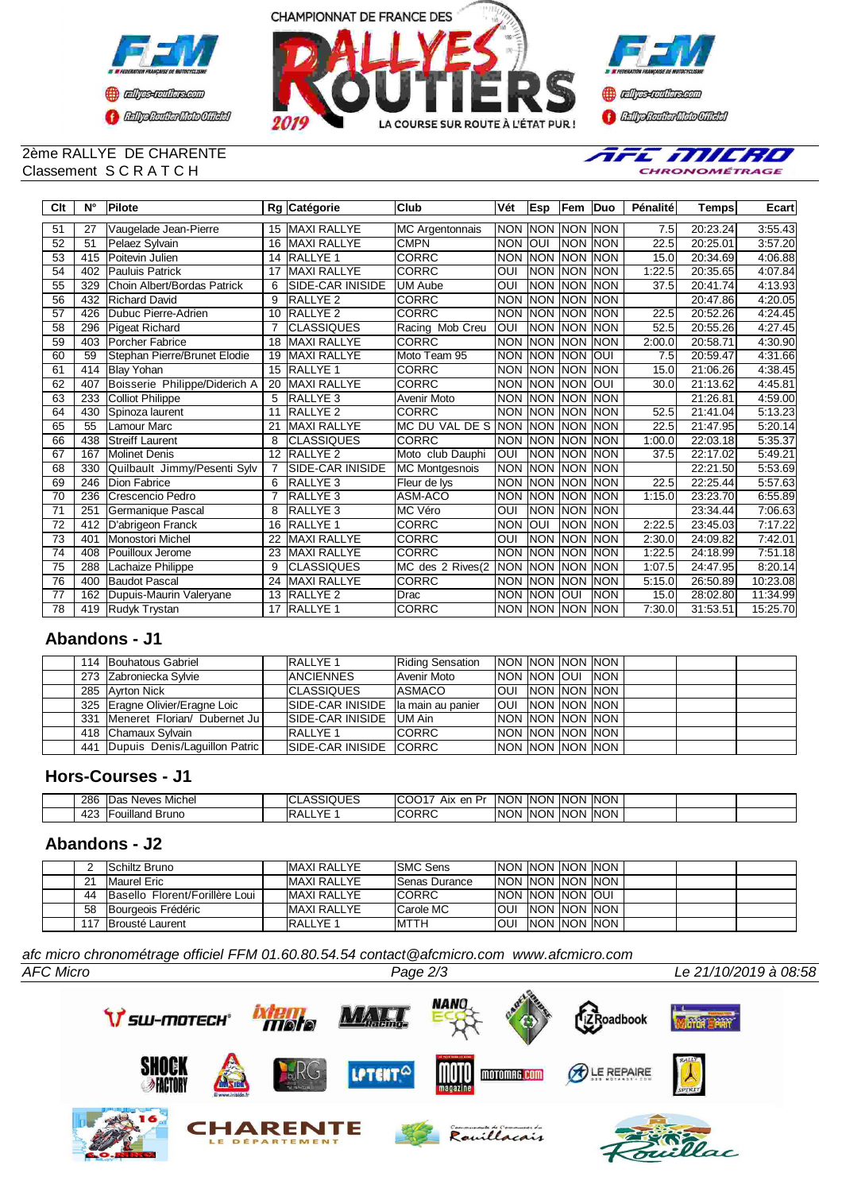2ème RALLYE DE CHARENTE
Classement S C R A T C H

| Clt | N° | Pilote | Rg | Catégorie | Club | Vét | Esp | Fem | Duo | Pénalité | Temps | Ecart |
|---|---|---|---|---|---|---|---|---|---|---|---|---|
| 51 | 27 | Vaugelade Jean-Pierre | 15 | MAXI RALLYE | MC Argentonnais | NON | NON | NON | NON | 7.5 | 20:23.24 | 3:55.43 |
| 52 | 51 | Pelaez Sylvain | 16 | MAXI RALLYE | CMPN | NON | OUI | NON | NON | 22.5 | 20:25.01 | 3:57.20 |
| 53 | 415 | Poitevin Julien | 14 | RALLYE 1 | CORRC | NON | NON | NON | NON | 15.0 | 20:34.69 | 4:06.88 |
| 54 | 402 | Pauluis Patrick | 17 | MAXI RALLYE | CORRC | OUI | NON | NON | NON | 1:22.5 | 20:35.65 | 4:07.84 |
| 55 | 329 | Choin Albert/Bordas Patrick | 6 | SIDE-CAR INISIDE | UM Aube | OUI | NON | NON | NON | 37.5 | 20:41.74 | 4:13.93 |
| 56 | 432 | Richard David | 9 | RALLYE 2 | CORRC | NON | NON | NON | NON | | 20:47.86 | 4:20.05 |
| 57 | 426 | Dubuc Pierre-Adrien | 10 | RALLYE 2 | CORRC | NON | NON | NON | NON | 22.5 | 20:52.26 | 4:24.45 |
| 58 | 296 | Pigeat Richard | 7 | CLASSIQUES | Racing Mob Creu | OUI | NON | NON | NON | 52.5 | 20:55.26 | 4:27.45 |
| 59 | 403 | Porcher Fabrice | 18 | MAXI RALLYE | CORRC | NON | NON | NON | NON | 2:00.0 | 20:58.71 | 4:30.90 |
| 60 | 59 | Stephan Pierre/Brunet Elodie | 19 | MAXI RALLYE | Moto Team 95 | NON | NON | NON | OUI | 7.5 | 20:59.47 | 4:31.66 |
| 61 | 414 | Blay Yohan | 15 | RALLYE 1 | CORRC | NON | NON | NON | NON | 15.0 | 21:06.26 | 4:38.45 |
| 62 | 407 | Boisserie Philippe/Diderich A | 20 | MAXI RALLYE | CORRC | NON | NON | NON | OUI | 30.0 | 21:13.62 | 4:45.81 |
| 63 | 233 | Colliot Philippe | 5 | RALLYE 3 | Avenir Moto | NON | NON | NON | NON | | 21:26.81 | 4:59.00 |
| 64 | 430 | Spinoza laurent | 11 | RALLYE 2 | CORRC | NON | NON | NON | NON | 52.5 | 21:41.04 | 5:13.23 |
| 65 | 55 | Lamour Marc | 21 | MAXI RALLYE | MC DU VAL DE S | NON | NON | NON | NON | 22.5 | 21:47.95 | 5:20.14 |
| 66 | 438 | Streiff Laurent | 8 | CLASSIQUES | CORRC | NON | NON | NON | NON | 1:00.0 | 22:03.18 | 5:35.37 |
| 67 | 167 | Molinet Denis | 12 | RALLYE 2 | Moto club Dauphi | OUI | NON | NON | NON | 37.5 | 22:17.02 | 5:49.21 |
| 68 | 330 | Quilbault Jimmy/Pesenti Sylv | 7 | SIDE-CAR INISIDE | MC Montgesnois | NON | NON | NON | NON | | 22:21.50 | 5:53.69 |
| 69 | 246 | Dion Fabrice | 6 | RALLYE 3 | Fleur de lys | NON | NON | NON | NON | 22.5 | 22:25.44 | 5:57.63 |
| 70 | 236 | Crescencio Pedro | 7 | RALLYE 3 | ASM-ACO | NON | NON | NON | NON | 1:15.0 | 23:23.70 | 6:55.89 |
| 71 | 251 | Germanique Pascal | 8 | RALLYE 3 | MC Véro | OUI | NON | NON | NON | | 23:34.44 | 7:06.63 |
| 72 | 412 | D'abrigeon Franck | 16 | RALLYE 1 | CORRC | NON | OUI | NON | NON | 2:22.5 | 23:45.03 | 7:17.22 |
| 73 | 401 | Monostori Michel | 22 | MAXI RALLYE | CORRC | OUI | NON | NON | NON | 2:30.0 | 24:09.82 | 7:42.01 |
| 74 | 408 | Pouilloux Jerome | 23 | MAXI RALLYE | CORRC | NON | NON | NON | NON | 1:22.5 | 24:18.99 | 7:51.18 |
| 75 | 288 | Lachaize Philippe | 9 | CLASSIQUES | MC des 2 Rives(2 | NON | NON | NON | NON | 1:07.5 | 24:47.95 | 8:20.14 |
| 76 | 400 | Baudot Pascal | 24 | MAXI RALLYE | CORRC | NON | NON | NON | NON | 5:15.0 | 26:50.89 | 10:23.08 |
| 77 | 162 | Dupuis-Maurin Valeryane | 13 | RALLYE 2 | Drac | NON | NON | OUI | NON | 15.0 | 28:02.80 | 11:34.99 |
| 78 | 419 | Rudyk Trystan | 17 | RALLYE 1 | CORRC | NON | NON | NON | NON | 7:30.0 | 31:53.51 | 15:25.70 |

## Abandons - J1

| Clt | N° | Pilote | Rg | Catégorie | Club | Vét | Esp | Fem | Duo | Pénalité | Temps | Ecart |
|---|---|---|---|---|---|---|---|---|---|---|---|---|
| | 114 | Bouhatous Gabriel | | RALLYE 1 | Riding Sensation | NON | NON | NON | NON | | | |
| | 273 | Zabroniecka Sylvie | | ANCIENNES | Avenir Moto | NON | NON | OUI | NON | | | |
| | 285 | Ayrton Nick | | CLASSIQUES | ASMACO | OUI | NON | NON | NON | | | |
| | 325 | Eragne Olivier/Eragne Loic | | SIDE-CAR INISIDE | la main au panier | OUI | NON | NON | NON | | | |
| | 331 | Meneret Florian/ Dubernet Ju | | SIDE-CAR INISIDE | UM Ain | NON | NON | NON | NON | | | |
| | 418 | Chamaux Sylvain | | RALLYE 1 | CORRC | NON | NON | NON | NON | | | |
| | 441 | Dupuis Denis/Laguillon Patric | | SIDE-CAR INISIDE | CORRC | NON | NON | NON | NON | | | |

## Hors-Courses - J1

| Clt | N° | Pilote | Rg | Catégorie | Club | Vét | Esp | Fem | Duo | Pénalité | Temps | Ecart |
|---|---|---|---|---|---|---|---|---|---|---|---|---|
| | 286 | Das Neves Michel | | CLASSIQUES | COO17 Aix en Pr | NON | NON | NON | NON | | | |
| | 423 | Fouilland Bruno | | RALLYE 1 | CORRC | NON | NON | NON | NON | | | |

## Abandons - J2

| Clt | N° | Pilote | Rg | Catégorie | Club | Vét | Esp | Fem | Duo | Pénalité | Temps | Ecart |
|---|---|---|---|---|---|---|---|---|---|---|---|---|
| | 2 | Schiltz Bruno | | MAXI RALLYE | SMC Sens | NON | NON | NON | NON | | | |
| | 21 | Maurel Eric | | MAXI RALLYE | Senas Durance | NON | NON | NON | NON | | | |
| | 44 | Basello Florent/Forillère Loui | | MAXI RALLYE | CORRC | NON | NON | NON | OUI | | | |
| | 58 | Bourgeois Frédéric | | MAXI RALLYE | Carole MC | OUI | NON | NON | NON | | | |
| | 117 | Brousté Laurent | | RALLYE 1 | MTTH | OUI | NON | NON | NON | | | |

*afc micro chronométrage officiel FFM 01.60.80.54.54 contact@afcmicro.com www.afcmicro.com*

*AFC Micro* — *Le 21/10/2019 à 08:58*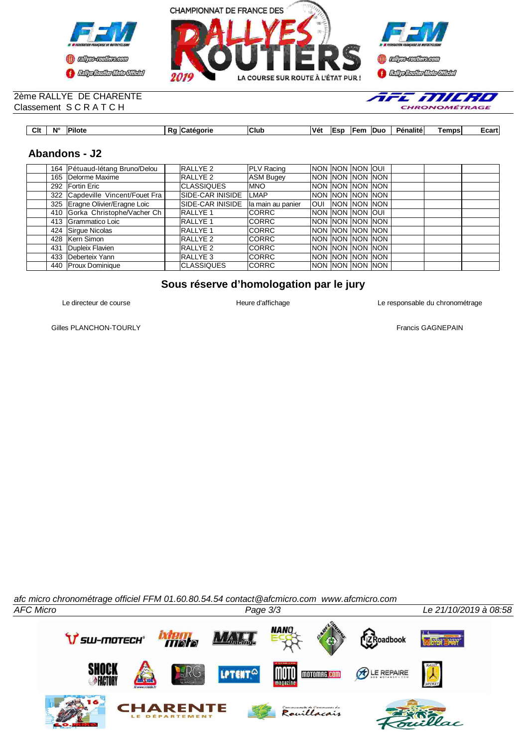CHAMPIONNAT DE FRANCE DES RALLYES ROUTIERS 2019

LA COURSE SUR ROUTE À L'ÉTAT PUR !

2ème RALLYE DE CHARENTE
Classement S C R A T C H

## Abandons - J2

| Clt | N° | Pilote | Rg | Catégorie | Club | Vét | Esp | Fem | Duo | Pénalité | Temps | Ecart |
|---|---|---|---|---|---|---|---|---|---|---|---|---|
| | 164 | Pétuaud-létang Bruno/Delou | | RALLYE 2 | PLV Racing | NON | NON | NON | OUI | | | |
| | 165 | Delorme Maxime | | RALLYE 2 | ASM Bugey | NON | NON | NON | NON | | | |
| | 292 | Fortin Eric | | CLASSIQUES | MNO | NON | NON | NON | NON | | | |
| | 322 | Capdeville Vincent/Fouet Fra | | SIDE-CAR INISIDE | LMAP | NON | NON | NON | NON | | | |
| | 325 | Eragne Olivier/Eragne Loic | | SIDE-CAR INISIDE | la main au panier | OUI | NON | NON | NON | | | |
| | 410 | Gorka Christophe/Vacher Ch | | RALLYE 1 | CORRC | NON | NON | NON | OUI | | | |
| | 413 | Grammatico Loic | | RALLYE 1 | CORRC | NON | NON | NON | NON | | | |
| | 424 | Sirgue Nicolas | | RALLYE 1 | CORRC | NON | NON | NON | NON | | | |
| | 428 | Kern Simon | | RALLYE 2 | CORRC | NON | NON | NON | NON | | | |
| | 431 | Dupleix Flavien | | RALLYE 2 | CORRC | NON | NON | NON | NON | | | |
| | 433 | Deberteix Yann | | RALLYE 3 | CORRC | NON | NON | NON | NON | | | |
| | 440 | Proux Dominique | | CLASSIQUES | CORRC | NON | NON | NON | NON | | | |

## Sous réserve d'homologation par le jury

Le directeur de course — Gilles PLANCHON-TOURLY

Heure d'affichage

Le responsable du chronométrage — Francis GAGNEPAIN

*afc micro chronométrage officiel FFM 01.60.80.54.54 contact@afcmicro.com www.afcmicro.com*

*AFC Micro* — *Le 21/10/2019 à 08:58*